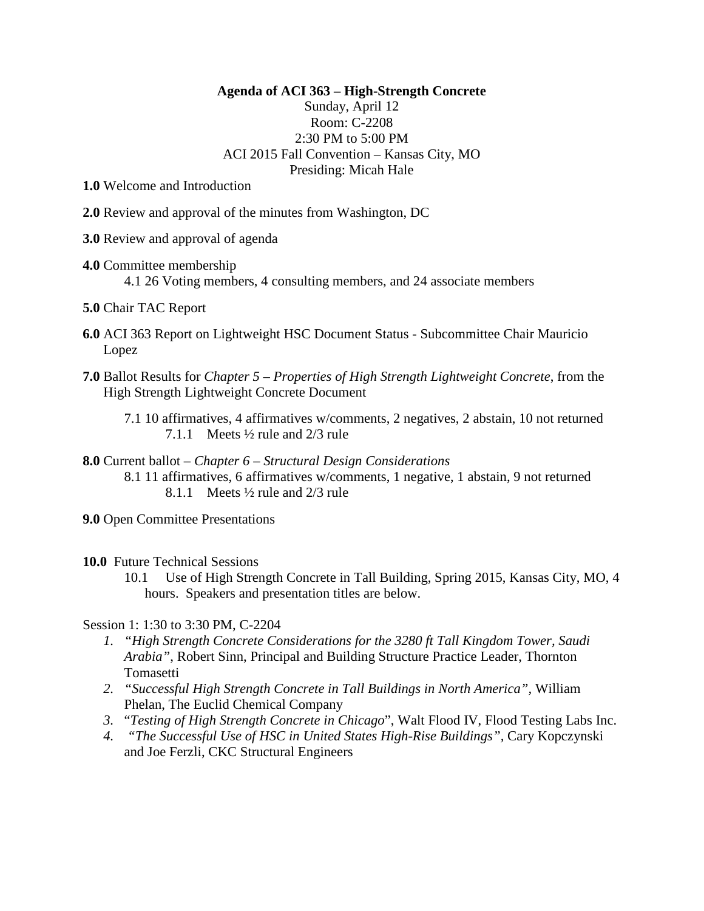**Agenda of ACI 363 – High-Strength Concrete**

Sunday, April 12
Room: C-2208
2:30 PM to 5:00 PM
ACI 2015 Fall Convention – Kansas City, MO
Presiding: Micah Hale

**1.0** Welcome and Introduction

**2.0** Review and approval of the minutes from Washington, DC

**3.0** Review and approval of agenda

**4.0** Committee membership

4.1 26 Voting members, 4 consulting members, and 24 associate members

**5.0** Chair TAC Report

**6.0** ACI 363 Report on Lightweight HSC Document Status - Subcommittee Chair Mauricio Lopez

**7.0** Ballot Results for *Chapter 5 – Properties of High Strength Lightweight Concrete*, from the High Strength Lightweight Concrete Document

7.1 10 affirmatives, 4 affirmatives w/comments, 2 negatives, 2 abstain, 10 not returned

7.1.1 Meets ½ rule and 2/3 rule

**8.0** Current ballot – *Chapter 6 – Structural Design Considerations*

8.1 11 affirmatives, 6 affirmatives w/comments, 1 negative, 1 abstain, 9 not returned

8.1.1 Meets ½ rule and 2/3 rule

**9.0** Open Committee Presentations

**10.0** Future Technical Sessions

10.1 Use of High Strength Concrete in Tall Building, Spring 2015, Kansas City, MO, 4 hours. Speakers and presentation titles are below.

Session 1: 1:30 to 3:30 PM, C-2204

1. *"High Strength Concrete Considerations for the 3280 ft Tall Kingdom Tower, Saudi Arabia"*, Robert Sinn, Principal and Building Structure Practice Leader, Thornton Tomasetti
2. *"Successful High Strength Concrete in Tall Buildings in North America"*, William Phelan, The Euclid Chemical Company
3. "*Testing of High Strength Concrete in Chicago*", Walt Flood IV, Flood Testing Labs Inc.
4. *"The Successful Use of HSC in United States High-Rise Buildings"*, Cary Kopczynski and Joe Ferzli, CKC Structural Engineers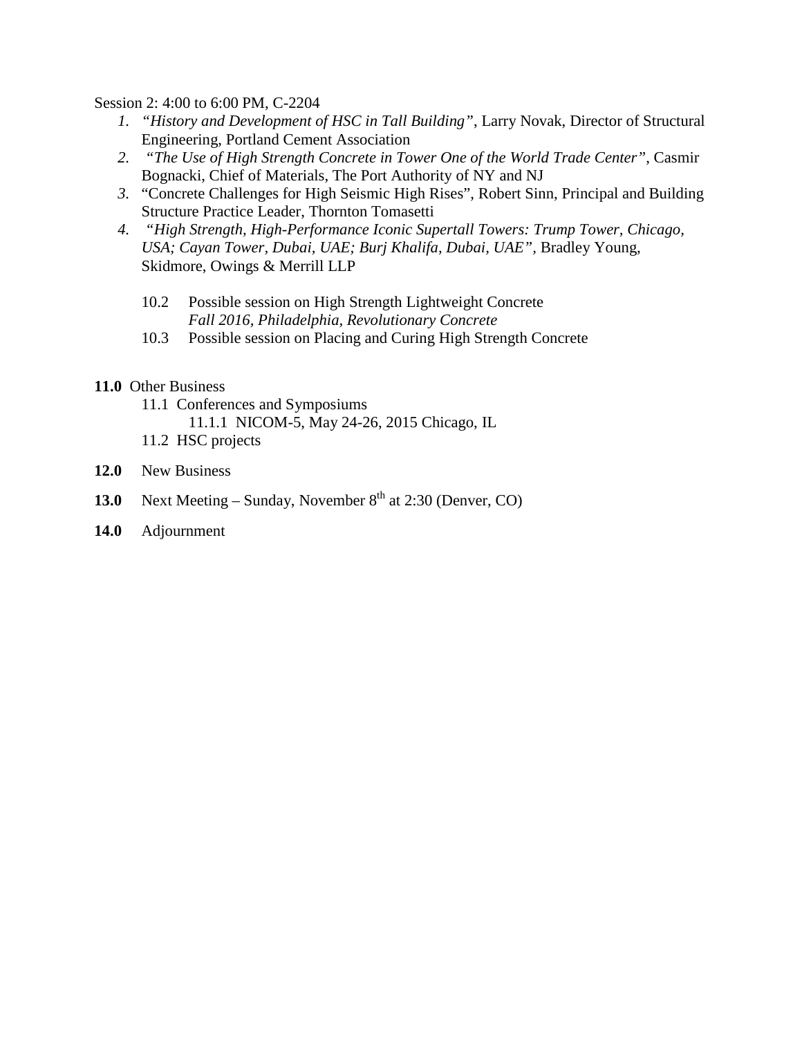Session 2: 4:00 to 6:00 PM, C-2204

1. *"History and Development of HSC in Tall Building"*, Larry Novak, Director of Structural Engineering, Portland Cement Association
2. *"The Use of High Strength Concrete in Tower One of the World Trade Center"*, Casmir Bognacki, Chief of Materials, The Port Authority of NY and NJ
3. "Concrete Challenges for High Seismic High Rises", Robert Sinn, Principal and Building Structure Practice Leader, Thornton Tomasetti
4. *"High Strength, High-Performance Iconic Supertall Towers: Trump Tower, Chicago, USA; Cayan Tower, Dubai, UAE; Burj Khalifa, Dubai, UAE"*, Bradley Young, Skidmore, Owings & Merrill LLP

10.2 Possible session on High Strength Lightweight Concrete
*Fall 2016, Philadelphia, Revolutionary Concrete*

10.3 Possible session on Placing and Curing High Strength Concrete

**11.0** Other Business

11.1 Conferences and Symposiums

11.1.1 NICOM-5, May 24-26, 2015 Chicago, IL

11.2 HSC projects

**12.0** New Business

**13.0** Next Meeting – Sunday, November 8th at 2:30 (Denver, CO)

**14.0** Adjournment